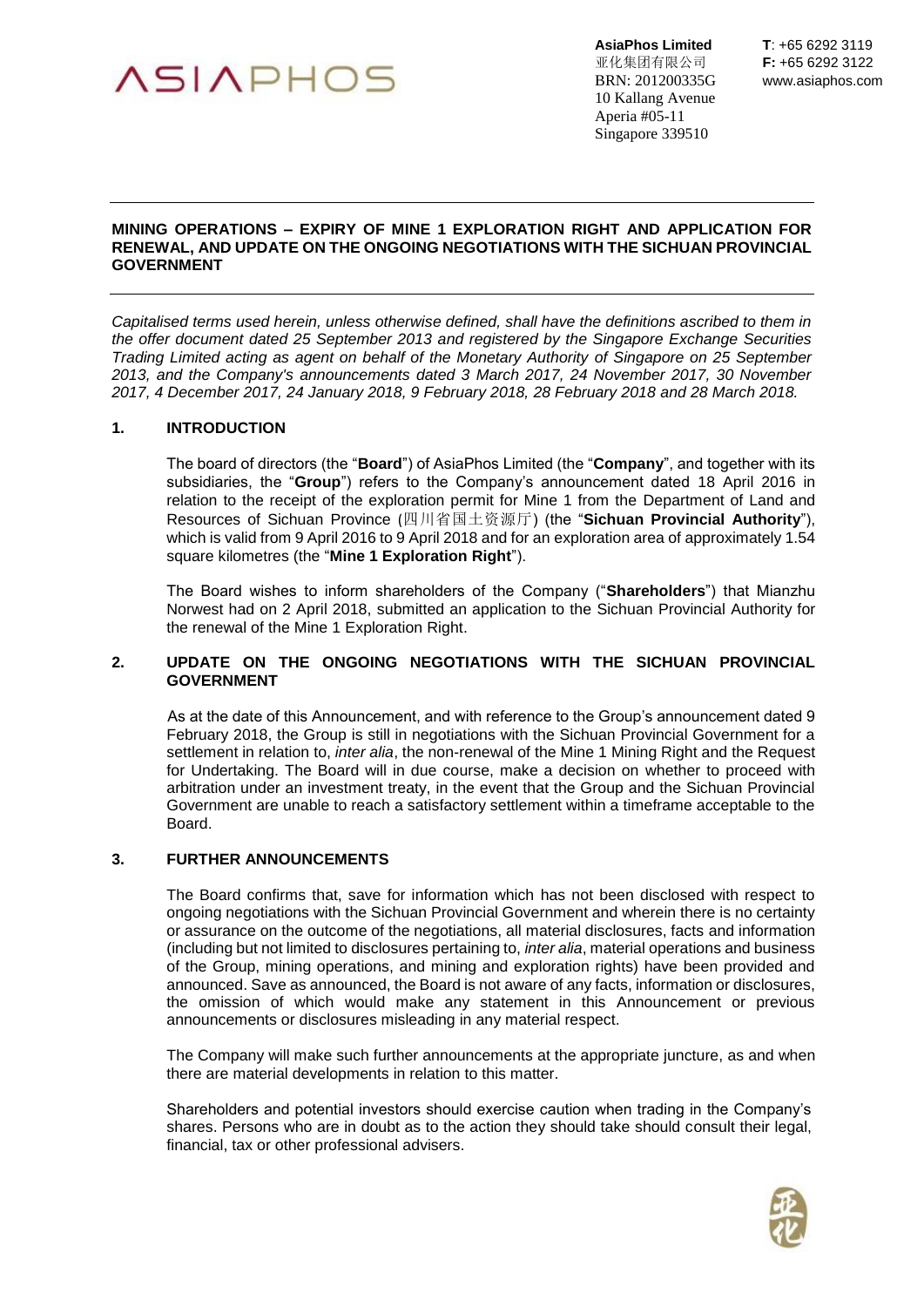**AsiaPhos Limited**
亚化集团有限公司
BRN: 201200335G
10 Kallang Avenue
Aperia #05-11
Singapore 339510

**T**: +65 6292 3119
**F:** +65 6292 3122
www.asiaphos.com

# MINING OPERATIONS – EXPIRY OF MINE 1 EXPLORATION RIGHT AND APPLICATION FOR RENEWAL, AND UPDATE ON THE ONGOING NEGOTIATIONS WITH THE SICHUAN PROVINCIAL GOVERNMENT

*Capitalised terms used herein, unless otherwise defined, shall have the definitions ascribed to them in the offer document dated 25 September 2013 and registered by the Singapore Exchange Securities Trading Limited acting as agent on behalf of the Monetary Authority of Singapore on 25 September 2013, and the Company's announcements dated 3 March 2017, 24 November 2017, 30 November 2017, 4 December 2017, 24 January 2018, 9 February 2018, 28 February 2018 and 28 March 2018.*

## 1. INTRODUCTION

The board of directors (the "**Board**") of AsiaPhos Limited (the "**Company**", and together with its subsidiaries, the "**Group**") refers to the Company's announcement dated 18 April 2016 in relation to the receipt of the exploration permit for Mine 1 from the Department of Land and Resources of Sichuan Province (四川省国土资源厅) (the "**Sichuan Provincial Authority**"), which is valid from 9 April 2016 to 9 April 2018 and for an exploration area of approximately 1.54 square kilometres (the "**Mine 1 Exploration Right**").

The Board wishes to inform shareholders of the Company ("**Shareholders**") that Mianzhu Norwest had on 2 April 2018, submitted an application to the Sichuan Provincial Authority for the renewal of the Mine 1 Exploration Right.

## 2. UPDATE ON THE ONGOING NEGOTIATIONS WITH THE SICHUAN PROVINCIAL GOVERNMENT

As at the date of this Announcement, and with reference to the Group's announcement dated 9 February 2018, the Group is still in negotiations with the Sichuan Provincial Government for a settlement in relation to, *inter alia*, the non-renewal of the Mine 1 Mining Right and the Request for Undertaking. The Board will in due course, make a decision on whether to proceed with arbitration under an investment treaty, in the event that the Group and the Sichuan Provincial Government are unable to reach a satisfactory settlement within a timeframe acceptable to the Board.

## 3. FURTHER ANNOUNCEMENTS

The Board confirms that, save for information which has not been disclosed with respect to ongoing negotiations with the Sichuan Provincial Government and wherein there is no certainty or assurance on the outcome of the negotiations, all material disclosures, facts and information (including but not limited to disclosures pertaining to, *inter alia*, material operations and business of the Group, mining operations, and mining and exploration rights) have been provided and announced. Save as announced, the Board is not aware of any facts, information or disclosures, the omission of which would make any statement in this Announcement or previous announcements or disclosures misleading in any material respect.

The Company will make such further announcements at the appropriate juncture, as and when there are material developments in relation to this matter.

Shareholders and potential investors should exercise caution when trading in the Company's shares. Persons who are in doubt as to the action they should take should consult their legal, financial, tax or other professional advisers.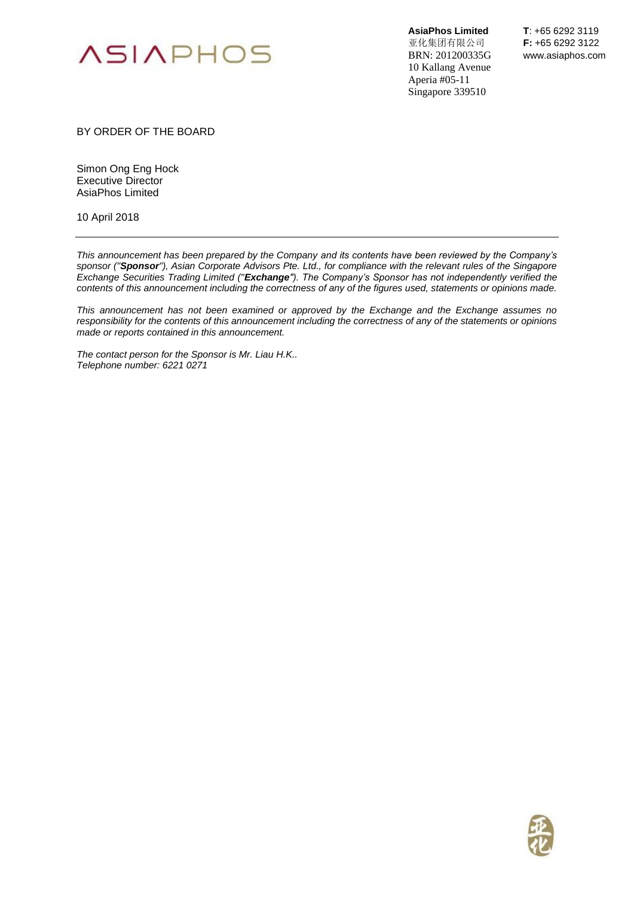**AsiaPhos Limited**
亚化集团有限公司
BRN: 201200335G
10 Kallang Avenue
Aperia #05-11
Singapore 339510

**T**: +65 6292 3119
**F:** +65 6292 3122
www.asiaphos.com

BY ORDER OF THE BOARD

Simon Ong Eng Hock
Executive Director
AsiaPhos Limited

10 April 2018

---

*This announcement has been prepared by the Company and its contents have been reviewed by the Company's sponsor ("**Sponsor**"), Asian Corporate Advisors Pte. Ltd., for compliance with the relevant rules of the Singapore Exchange Securities Trading Limited ("**Exchange**"). The Company's Sponsor has not independently verified the contents of this announcement including the correctness of any of the figures used, statements or opinions made.*

*This announcement has not been examined or approved by the Exchange and the Exchange assumes no responsibility for the contents of this announcement including the correctness of any of the statements or opinions made or reports contained in this announcement.*

*The contact person for the Sponsor is Mr. Liau H.K..*
*Telephone number: 6221 0271*